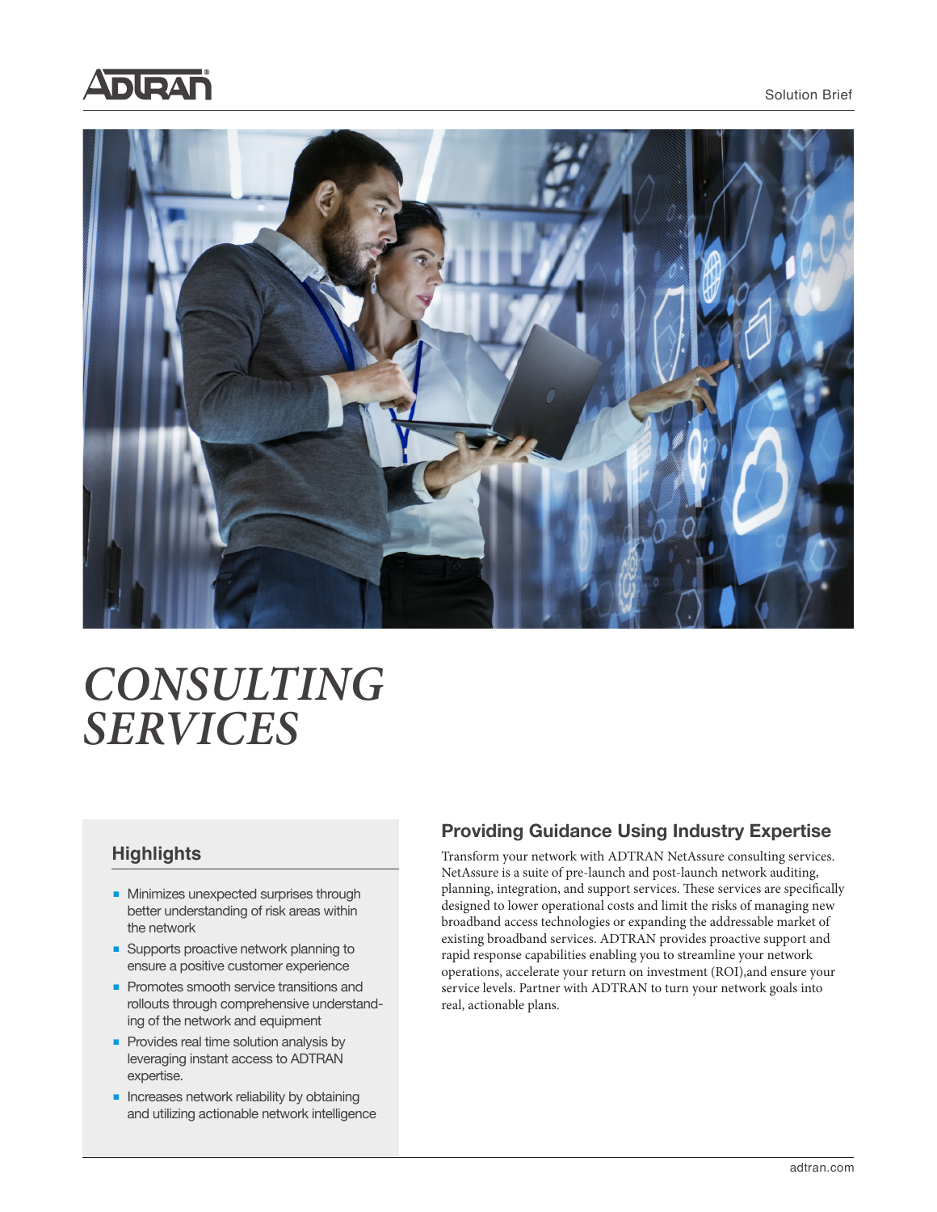# CONSULTING SERVICES

## Highlights

- Minimizes unexpected surprises through better understanding of risk areas within the network
- Supports proactive network planning to ensure a positive customer experience
- Promotes smooth service transitions and rollouts through comprehensive understanding of the network and equipment
- Provides real time solution analysis by leveraging instant access to ADTRAN expertise.
- Increases network reliability by obtaining and utilizing actionable network intelligence

## Providing Guidance Using Industry Expertise

Transform your network with ADTRAN NetAssure consulting services. NetAssure is a suite of pre-launch and post-launch network auditing, planning, integration, and support services. These services are specifically designed to lower operational costs and limit the risks of managing new broadband access technologies or expanding the addressable market of existing broadband services. ADTRAN provides proactive support and rapid response capabilities enabling you to streamline your network operations, accelerate your return on investment (ROI),and ensure your service levels. Partner with ADTRAN to turn your network goals into real, actionable plans.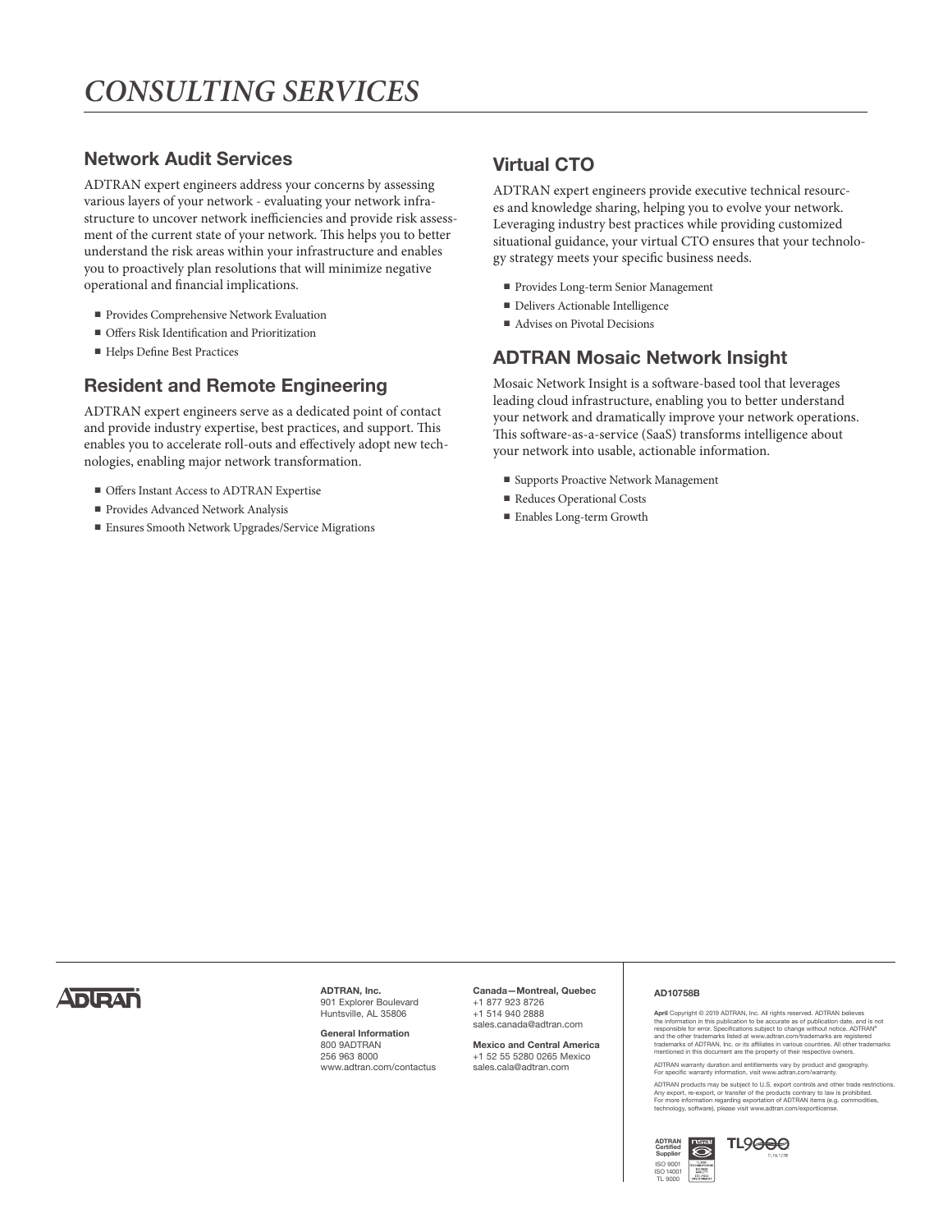# *CONSULTING SERVICES*

## Network Audit Services

ADTRAN expert engineers address your concerns by assessing various layers of your network - evaluating your network infrastructure to uncover network inefficiencies and provide risk assessment of the current state of your network. This helps you to better understand the risk areas within your infrastructure and enables you to proactively plan resolutions that will minimize negative operational and financial implications.

- Provides Comprehensive Network Evaluation
- Offers Risk Identification and Prioritization
- Helps Define Best Practices

## Resident and Remote Engineering

ADTRAN expert engineers serve as a dedicated point of contact and provide industry expertise, best practices, and support. This enables you to accelerate roll-outs and effectively adopt new technologies, enabling major network transformation.

- Offers Instant Access to ADTRAN Expertise
- Provides Advanced Network Analysis
- Ensures Smooth Network Upgrades/Service Migrations

## Virtual CTO

ADTRAN expert engineers provide executive technical resources and knowledge sharing, helping you to evolve your network. Leveraging industry best practices while providing customized situational guidance, your virtual CTO ensures that your technology strategy meets your specific business needs.

- Provides Long-term Senior Management
- Delivers Actionable Intelligence
- Advises on Pivotal Decisions

## ADTRAN Mosaic Network Insight

Mosaic Network Insight is a software-based tool that leverages leading cloud infrastructure, enabling you to better understand your network and dramatically improve your network operations. This software-as-a-service (SaaS) transforms intelligence about your network into usable, actionable information.

- Supports Proactive Network Management
- Reduces Operational Costs
- Enables Long-term Growth

ADTRAN

**ADTRAN, Inc.**
901 Explorer Boulevard
Huntsville, AL 35806

**General Information**
800 9ADTRAN
256 963 8000
www.adtran.com/contactus

**Canada—Montreal, Quebec**
+1 877 923 8726
+1 514 940 2888
sales.canada@adtran.com

**Mexico and Central America**
+1 52 55 5280 0265 Mexico
sales.cala@adtran.com

**AD10758B**

**April** Copyright © 2019 ADTRAN, Inc. All rights reserved. ADTRAN believes the information in this publication to be accurate as of publication date, and is not responsible for error. Specifications subject to change without notice. ADTRAN® and the other trademarks listed at www.adtran.com/trademarks are registered trademarks of ADTRAN, Inc. or its affiliates in various countries. All other trademarks mentioned in this document are the property of their respective owners.

ADTRAN warranty duration and entitlements vary by product and geography. For specific warranty information, visit www.adtran.com/warranty.

ADTRAN products may be subject to U.S. export controls and other trade restrictions. Any export, re-export, or transfer of the products contrary to law is prohibited. For more information regarding exportation of ADTRAN items (e.g. commodities, technology, software), please visit www.adtran.com/exportlicense.

ADTRAN Certified Supplier
ISO 9001
ISO 14001
TL 9000

TL9000
TL19.1276